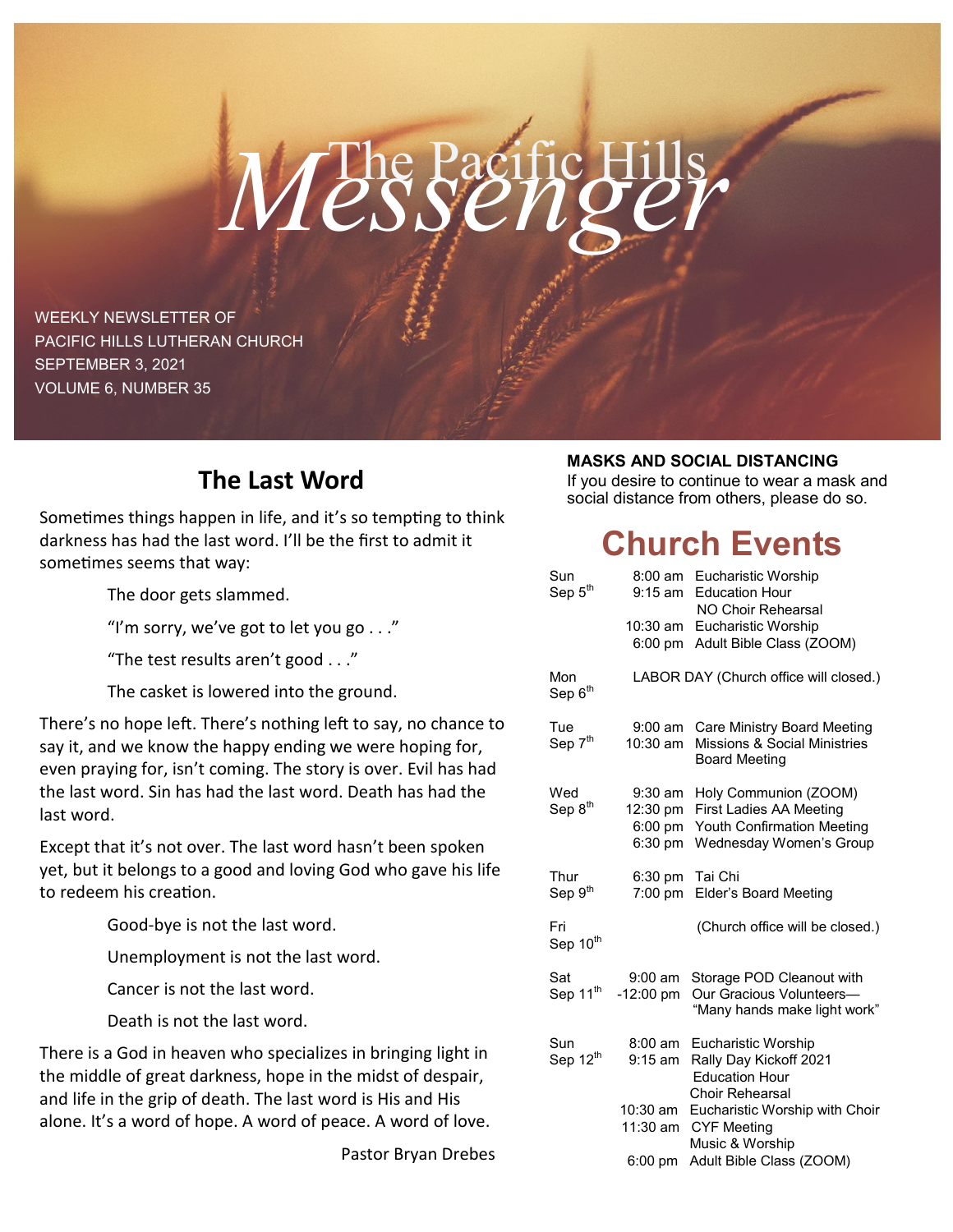# The Pacific Hills *Messenger*

WEEKLY NEWSLETTER OF
PACIFIC HILLS LUTHERAN CHURCH
SEPTEMBER 3, 2021
VOLUME 6, NUMBER 35

## The Last Word

Sometimes things happen in life, and it's so tempting to think darkness has had the last word. I'll be the first to admit it sometimes seems that way:

> The door gets slammed.
>
> "I'm sorry, we've got to let you go . . ."
>
> "The test results aren't good . . ."
>
> The casket is lowered into the ground.

There's no hope left. There's nothing left to say, no chance to say it, and we know the happy ending we were hoping for, even praying for, isn't coming. The story is over. Evil has had the last word. Sin has had the last word. Death has had the last word.

Except that it's not over. The last word hasn't been spoken yet, but it belongs to a good and loving God who gave his life to redeem his creation.

> Good-bye is not the last word.
>
> Unemployment is not the last word.
>
> Cancer is not the last word.
>
> Death is not the last word.

There is a God in heaven who specializes in bringing light in the middle of great darkness, hope in the midst of despair, and life in the grip of death. The last word is His and His alone. It's a word of hope. A word of peace. A word of love.

Pastor Bryan Drebes

**MASKS AND SOCIAL DISTANCING**

If you desire to continue to wear a mask and social distance from others, please do so.

## Church Events

| Day | Time | Event |
|---|---|---|
| Sun Sep 5th | 8:00 am | Eucharistic Worship |
| | 9:15 am | Education Hour |
| | | NO Choir Rehearsal |
| | 10:30 am | Eucharistic Worship |
| | 6:00 pm | Adult Bible Class (ZOOM) |
| Mon Sep 6th | | LABOR DAY (Church office will closed.) |
| Tue Sep 7th | 9:00 am | Care Ministry Board Meeting |
| | 10:30 am | Missions & Social Ministries Board Meeting |
| Wed Sep 8th | 9:30 am | Holy Communion (ZOOM) |
| | 12:30 pm | First Ladies AA Meeting |
| | 6:00 pm | Youth Confirmation Meeting |
| | 6:30 pm | Wednesday Women's Group |
| Thur Sep 9th | 6:30 pm | Tai Chi |
| | 7:00 pm | Elder's Board Meeting |
| Fri Sep 10th | | (Church office will be closed.) |
| Sat Sep 11th | 9:00 am -12:00 pm | Storage POD Cleanout with Our Gracious Volunteers— "Many hands make light work" |
| Sun Sep 12th | 8:00 am | Eucharistic Worship |
| | 9:15 am | Rally Day Kickoff 2021 |
| | | Education Hour |
| | | Choir Rehearsal |
| | 10:30 am | Eucharistic Worship with Choir |
| | 11:30 am | CYF Meeting |
| | | Music & Worship |
| | 6:00 pm | Adult Bible Class (ZOOM) |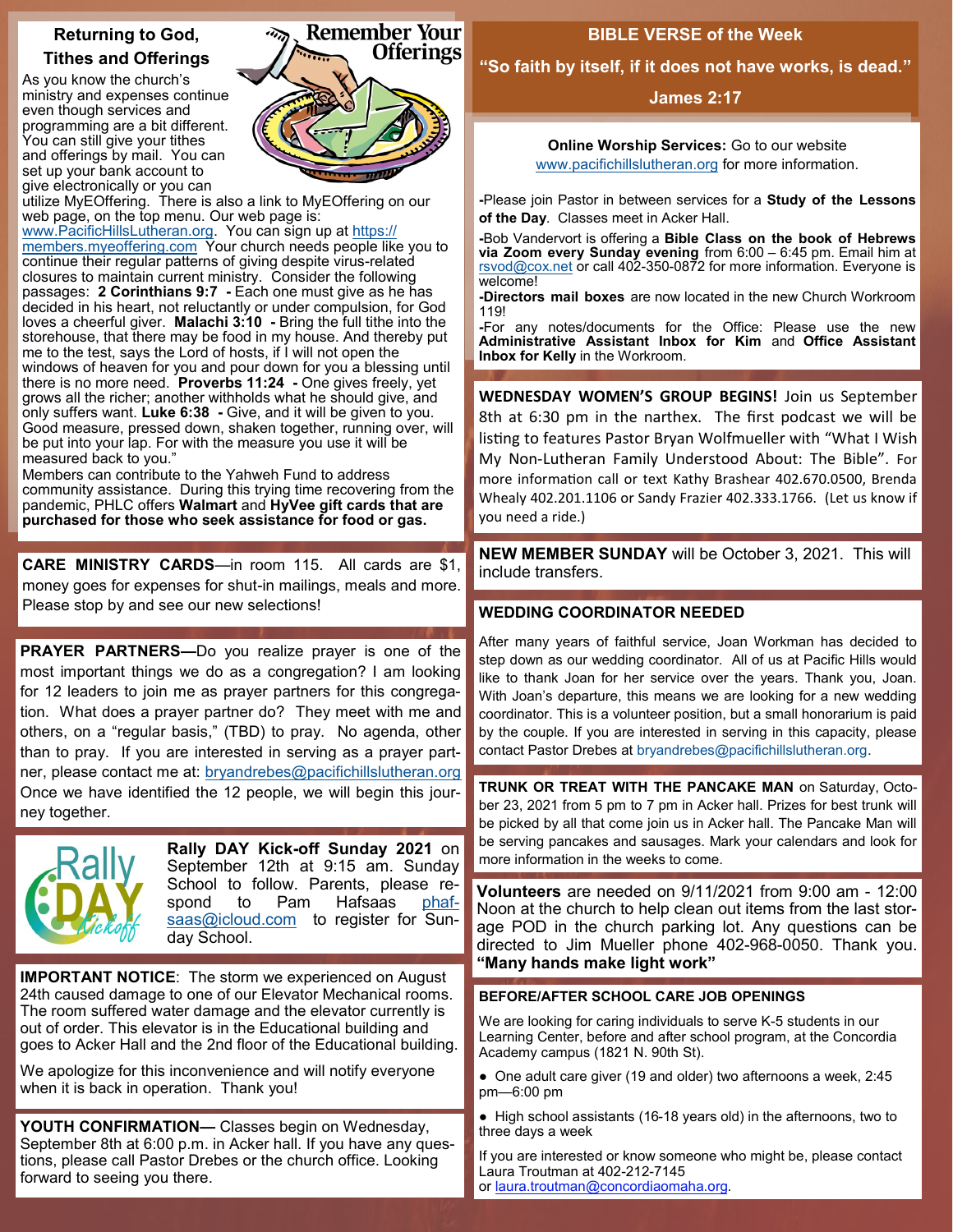## Returning to God, Tithes and Offerings

Remember Your Offerings

As you know the church's ministry and expenses continue even though services and programming are a bit different. You can still give your tithes and offerings by mail. You can set up your bank account to give electronically or you can utilize MyEOffering. There is also a link to MyEOffering on our web page, on the top menu. Our web page is: www.PacificHillsLutheran.org. You can sign up at https://members.myeoffering.com Your church needs people like you to continue their regular patterns of giving despite virus-related closures to maintain current ministry. Consider the following passages: **2 Corinthians 9:7 -** Each one must give as he has decided in his heart, not reluctantly or under compulsion, for God loves a cheerful giver. **Malachi 3:10 -** Bring the full tithe into the storehouse, that there may be food in my house. And thereby put me to the test, says the Lord of hosts, if I will not open the windows of heaven for you and pour down for you a blessing until there is no more need. **Proverbs 11:24 -** One gives freely, yet grows all the richer; another withholds what he should give, and only suffers want. **Luke 6:38 -** Give, and it will be given to you. Good measure, pressed down, shaken together, running over, will be put into your lap. For with the measure you use it will be measured back to you."

Members can contribute to the Yahweh Fund to address community assistance. During this trying time recovering from the pandemic, PHLC offers **Walmart** and **HyVee gift cards that are purchased for those who seek assistance for food or gas.**

**CARE MINISTRY CARDS**—in room 115. All cards are $1, money goes for expenses for shut-in mailings, meals and more. Please stop by and see our new selections!

**PRAYER PARTNERS—**Do you realize prayer is one of the most important things we do as a congregation? I am looking for 12 leaders to join me as prayer partners for this congregation. What does a prayer partner do? They meet with me and others, on a "regular basis," (TBD) to pray. No agenda, other than to pray. If you are interested in serving as a prayer partner, please contact me at: bryandrebes@pacifichillslutheran.org Once we have identified the 12 people, we will begin this journey together.

Rally DAY Kickoff

**Rally DAY Kick-off Sunday 2021** on September 12th at 9:15 am. Sunday School to follow. Parents, please respond to Pam Hafsaas phafsaas@icloud.com to register for Sunday School.

**IMPORTANT NOTICE**: The storm we experienced on August 24th caused damage to one of our Elevator Mechanical rooms. The room suffered water damage and the elevator currently is out of order. This elevator is in the Educational building and goes to Acker Hall and the 2nd floor of the Educational building.

We apologize for this inconvenience and will notify everyone when it is back in operation. Thank you!

**YOUTH CONFIRMATION—** Classes begin on Wednesday, September 8th at 6:00 p.m. in Acker hall. If you have any questions, please call Pastor Drebes or the church office. Looking forward to seeing you there.

## BIBLE VERSE of the Week

**"So faith by itself, if it does not have works, is dead."**

**James 2:17**

**Online Worship Services:** Go to our website www.pacifichillslutheran.org for more information.

-Please join Pastor in between services for a **Study of the Lessons of the Day**. Classes meet in Acker Hall.

-Bob Vandervort is offering a **Bible Class on the book of Hebrews via Zoom every Sunday evening** from 6:00 – 6:45 pm. Email him at rsvod@cox.net or call 402-350-0872 for more information. Everyone is welcome!

-**Directors mail boxes** are now located in the new Church Workroom 119!

-For any notes/documents for the Office: Please use the new **Administrative Assistant Inbox for Kim** and **Office Assistant Inbox for Kelly** in the Workroom.

**WEDNESDAY WOMEN'S GROUP BEGINS!** Join us September 8th at 6:30 pm in the narthex. The first podcast we will be listing to features Pastor Bryan Wolfmueller with "What I Wish My Non-Lutheran Family Understood About: The Bible". For more information call or text Kathy Brashear 402.670.0500, Brenda Whealy 402.201.1106 or Sandy Frazier 402.333.1766. (Let us know if you need a ride.)

**NEW MEMBER SUNDAY** will be October 3, 2021. This will include transfers.

**WEDDING COORDINATOR NEEDED**

After many years of faithful service, Joan Workman has decided to step down as our wedding coordinator. All of us at Pacific Hills would like to thank Joan for her service over the years. Thank you, Joan. With Joan's departure, this means we are looking for a new wedding coordinator. This is a volunteer position, but a small honorarium is paid by the couple. If you are interested in serving in this capacity, please contact Pastor Drebes at bryandrebes@pacifichillslutheran.org.

**TRUNK OR TREAT WITH THE PANCAKE MAN** on Saturday, October 23, 2021 from 5 pm to 7 pm in Acker hall. Prizes for best trunk will be picked by all that come join us in Acker hall. The Pancake Man will be serving pancakes and sausages. Mark your calendars and look for more information in the weeks to come.

**Volunteers** are needed on 9/11/2021 from 9:00 am - 12:00 Noon at the church to help clean out items from the last storage POD in the church parking lot. Any questions can be directed to Jim Mueller phone 402-968-0050. Thank you. **"Many hands make light work"**

**BEFORE/AFTER SCHOOL CARE JOB OPENINGS**

We are looking for caring individuals to serve K-5 students in our Learning Center, before and after school program, at the Concordia Academy campus (1821 N. 90th St).

- One adult care giver (19 and older) two afternoons a week, 2:45 pm—6:00 pm
- High school assistants (16-18 years old) in the afternoons, two to three days a week

If you are interested or know someone who might be, please contact Laura Troutman at 402-212-7145 or laura.troutman@concordiaomaha.org.